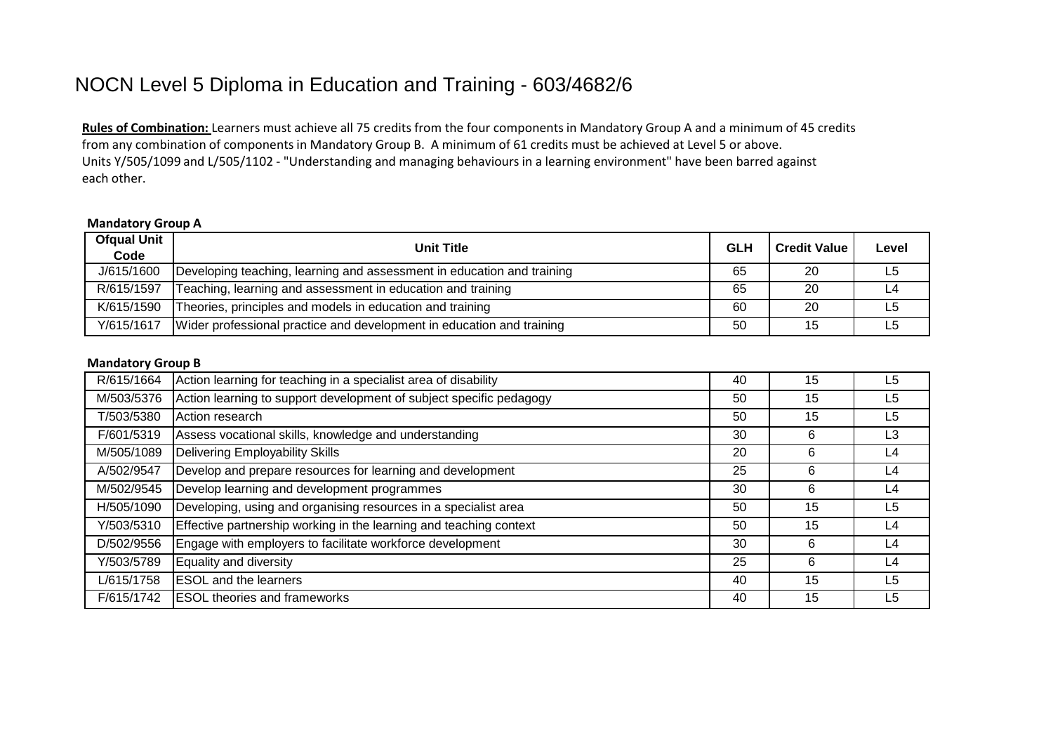# NOCN Level 5 Diploma in Education and Training - 603/4682/6

**Rules of Combination:** Learners must achieve all 75 credits from the four components in Mandatory Group A and a minimum of 45 credits from any combination of components in Mandatory Group B. A minimum of 61 credits must be achieved at Level 5 or above. Units Y/505/1099 and L/505/1102 - "Understanding and managing behaviours in a learning environment" have been barred against each other.

**Mandatory Group A**

| Ofqual Unit Code | Unit Title | GLH | Credit Value | Level |
|---|---|---|---|---|
| J/615/1600 | Developing teaching, learning and assessment in education and training | 65 | 20 | L5 |
| R/615/1597 | Teaching, learning and assessment in education and training | 65 | 20 | L4 |
| K/615/1590 | Theories, principles and models in education and training | 60 | 20 | L5 |
| Y/615/1617 | Wider professional practice and development in education and training | 50 | 15 | L5 |

**Mandatory Group B**

| Ofqual Unit Code | Unit Title | GLH | Credit Value | Level |
|---|---|---|---|---|
| R/615/1664 | Action learning for teaching in a specialist area of disability | 40 | 15 | L5 |
| M/503/5376 | Action learning to support development of subject specific pedagogy | 50 | 15 | L5 |
| T/503/5380 | Action research | 50 | 15 | L5 |
| F/601/5319 | Assess vocational skills, knowledge and understanding | 30 | 6 | L3 |
| M/505/1089 | Delivering Employability Skills | 20 | 6 | L4 |
| A/502/9547 | Develop and prepare resources for learning and development | 25 | 6 | L4 |
| M/502/9545 | Develop learning and development programmes | 30 | 6 | L4 |
| H/505/1090 | Developing, using and organising resources in a specialist area | 50 | 15 | L5 |
| Y/503/5310 | Effective partnership working in the learning and teaching context | 50 | 15 | L4 |
| D/502/9556 | Engage with employers to facilitate workforce development | 30 | 6 | L4 |
| Y/503/5789 | Equality and diversity | 25 | 6 | L4 |
| L/615/1758 | ESOL and the learners | 40 | 15 | L5 |
| F/615/1742 | ESOL theories and frameworks | 40 | 15 | L5 |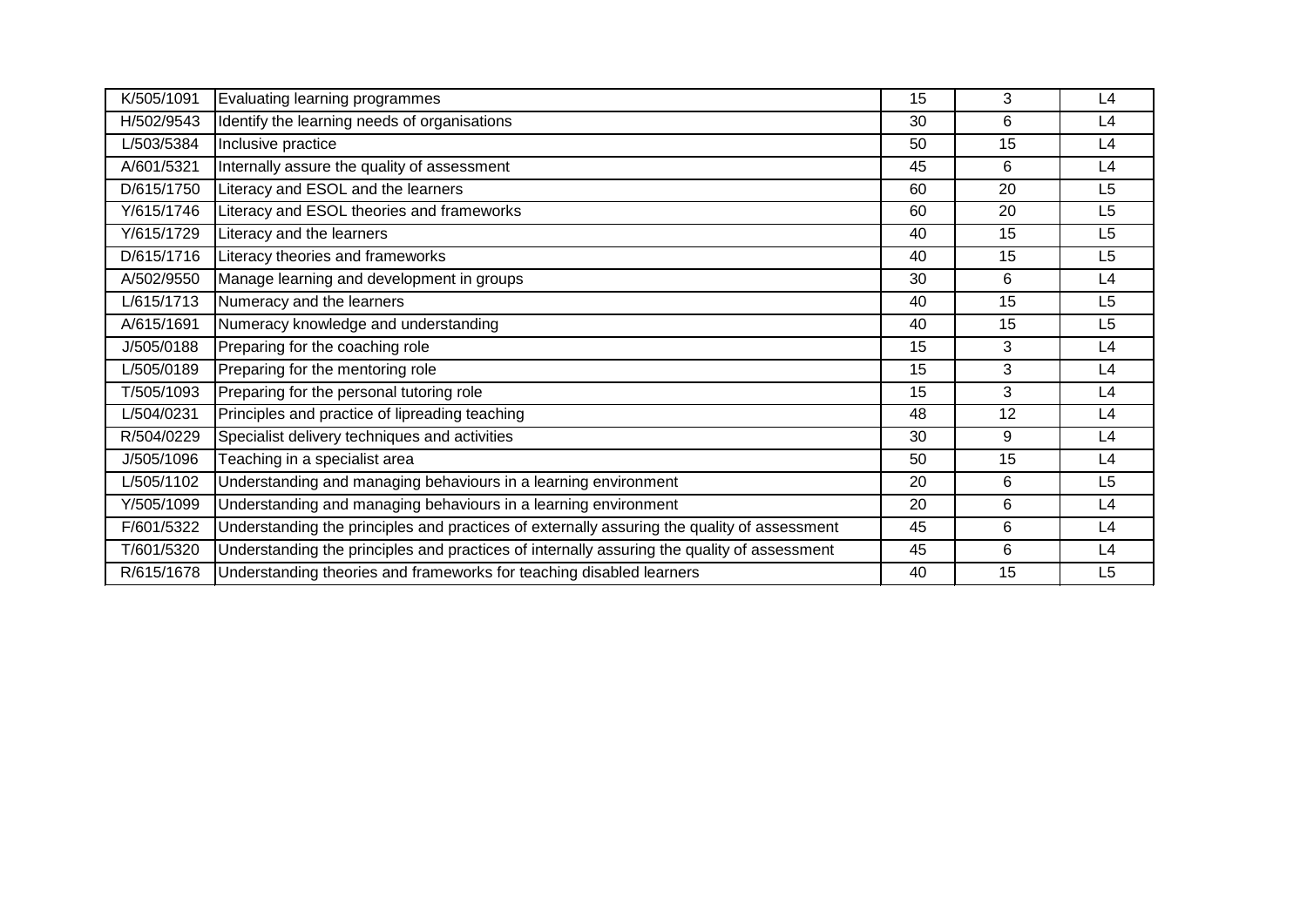| | | | | |
|---|---|---|---|---|
| K/505/1091 | Evaluating learning programmes | 15 | 3 | L4 |
| H/502/9543 | Identify the learning needs of organisations | 30 | 6 | L4 |
| L/503/5384 | Inclusive practice | 50 | 15 | L4 |
| A/601/5321 | Internally assure the quality of assessment | 45 | 6 | L4 |
| D/615/1750 | Literacy and ESOL and the learners | 60 | 20 | L5 |
| Y/615/1746 | Literacy and ESOL theories and frameworks | 60 | 20 | L5 |
| Y/615/1729 | Literacy and the learners | 40 | 15 | L5 |
| D/615/1716 | Literacy theories and frameworks | 40 | 15 | L5 |
| A/502/9550 | Manage learning and development in groups | 30 | 6 | L4 |
| L/615/1713 | Numeracy and the learners | 40 | 15 | L5 |
| A/615/1691 | Numeracy knowledge and understanding | 40 | 15 | L5 |
| J/505/0188 | Preparing for the coaching role | 15 | 3 | L4 |
| L/505/0189 | Preparing for the mentoring role | 15 | 3 | L4 |
| T/505/1093 | Preparing for the personal tutoring role | 15 | 3 | L4 |
| L/504/0231 | Principles and practice of lipreading teaching | 48 | 12 | L4 |
| R/504/0229 | Specialist delivery techniques and activities | 30 | 9 | L4 |
| J/505/1096 | Teaching in a specialist area | 50 | 15 | L4 |
| L/505/1102 | Understanding and managing behaviours in a learning environment | 20 | 6 | L5 |
| Y/505/1099 | Understanding and managing behaviours in a learning environment | 20 | 6 | L4 |
| F/601/5322 | Understanding the principles and practices of externally assuring the quality of assessment | 45 | 6 | L4 |
| T/601/5320 | Understanding the principles and practices of internally assuring the quality of assessment | 45 | 6 | L4 |
| R/615/1678 | Understanding theories and frameworks for teaching disabled learners | 40 | 15 | L5 |